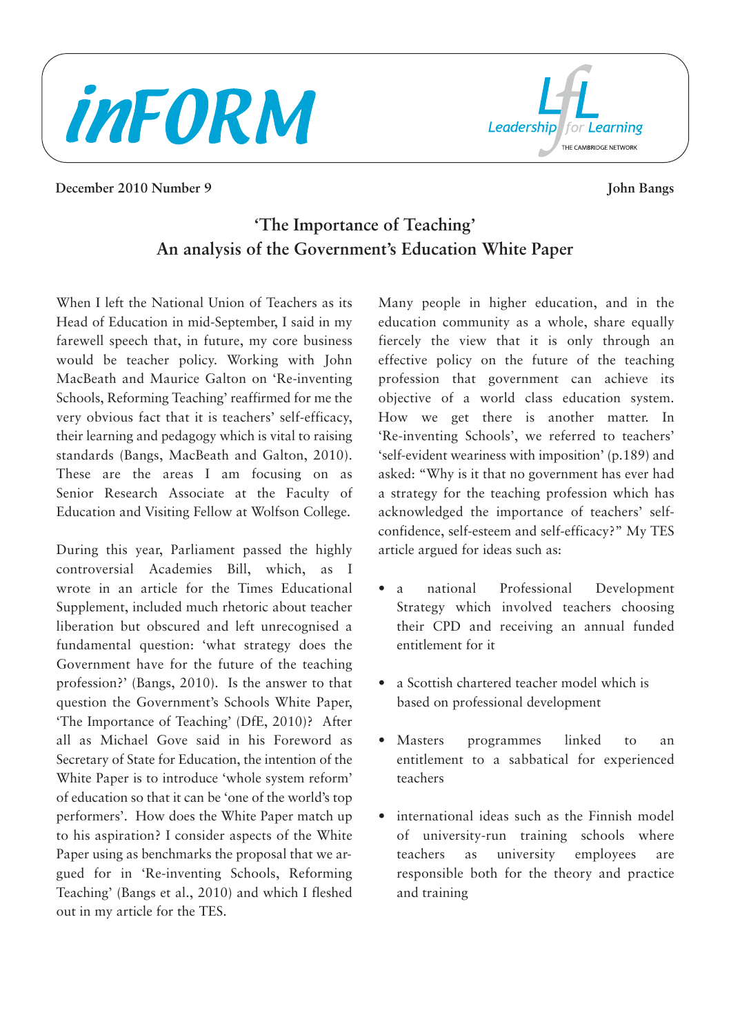inFORM

Leadership for Learning — THE CAMBRIDGE NETWORK

**December 2010 Number 9**

**John Bangs**

# 'The Importance of Teaching' An analysis of the Government's Education White Paper

When I left the National Union of Teachers as its Head of Education in mid-September, I said in my farewell speech that, in future, my core business would be teacher policy. Working with John MacBeath and Maurice Galton on 'Re-inventing Schools, Reforming Teaching' reaffirmed for me the very obvious fact that it is teachers' self-efficacy, their learning and pedagogy which is vital to raising standards (Bangs, MacBeath and Galton, 2010). These are the areas I am focusing on as Senior Research Associate at the Faculty of Education and Visiting Fellow at Wolfson College.

During this year, Parliament passed the highly controversial Academies Bill, which, as I wrote in an article for the Times Educational Supplement, included much rhetoric about teacher liberation but obscured and left unrecognised a fundamental question: 'what strategy does the Government have for the future of the teaching profession?' (Bangs, 2010). Is the answer to that question the Government's Schools White Paper, 'The Importance of Teaching' (DfE, 2010)? After all as Michael Gove said in his Foreword as Secretary of State for Education, the intention of the White Paper is to introduce 'whole system reform' of education so that it can be 'one of the world's top performers'. How does the White Paper match up to his aspiration? I consider aspects of the White Paper using as benchmarks the proposal that we argued for in 'Re-inventing Schools, Reforming Teaching' (Bangs et al., 2010) and which I fleshed out in my article for the TES.

Many people in higher education, and in the education community as a whole, share equally fiercely the view that it is only through an effective policy on the future of the teaching profession that government can achieve its objective of a world class education system. How we get there is another matter. In 'Re-inventing Schools', we referred to teachers' 'self-evident weariness with imposition' (p.189) and asked: "Why is it that no government has ever had a strategy for the teaching profession which has acknowledged the importance of teachers' self-confidence, self-esteem and self-efficacy?" My TES article argued for ideas such as:

- a national Professional Development Strategy which involved teachers choosing their CPD and receiving an annual funded entitlement for it
- a Scottish chartered teacher model which is based on professional development
- Masters programmes linked to an entitlement to a sabbatical for experienced teachers
- international ideas such as the Finnish model of university-run training schools where teachers as university employees are responsible both for the theory and practice and training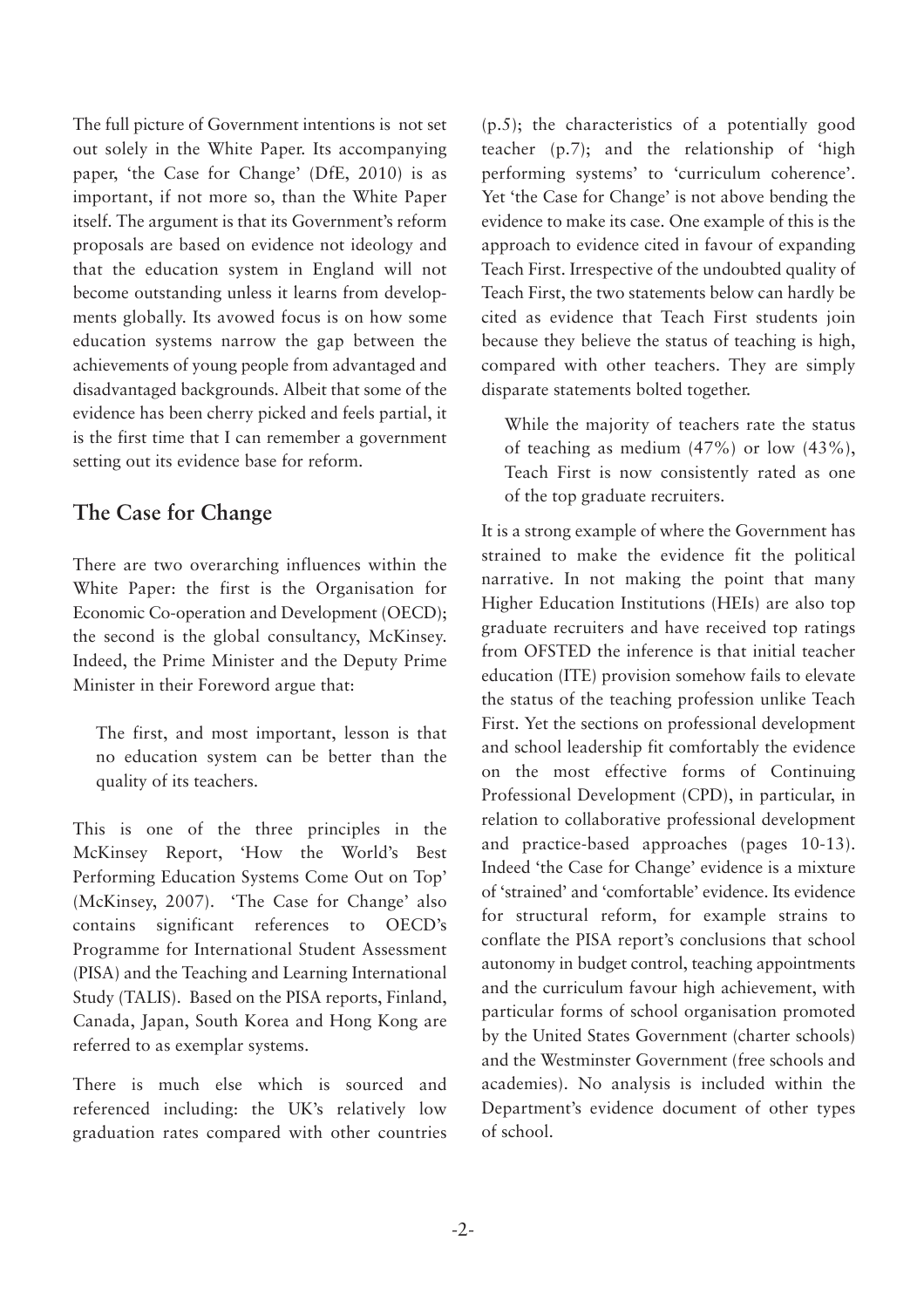The full picture of Government intentions is not set out solely in the White Paper. Its accompanying paper, 'the Case for Change' (DfE, 2010) is as important, if not more so, than the White Paper itself. The argument is that its Government's reform proposals are based on evidence not ideology and that the education system in England will not become outstanding unless it learns from developments globally. Its avowed focus is on how some education systems narrow the gap between the achievements of young people from advantaged and disadvantaged backgrounds. Albeit that some of the evidence has been cherry picked and feels partial, it is the first time that I can remember a government setting out its evidence base for reform.

## The Case for Change

There are two overarching influences within the White Paper: the first is the Organisation for Economic Co-operation and Development (OECD); the second is the global consultancy, McKinsey. Indeed, the Prime Minister and the Deputy Prime Minister in their Foreword argue that:

> The first, and most important, lesson is that no education system can be better than the quality of its teachers.

This is one of the three principles in the McKinsey Report, 'How the World's Best Performing Education Systems Come Out on Top' (McKinsey, 2007). 'The Case for Change' also contains significant references to OECD's Programme for International Student Assessment (PISA) and the Teaching and Learning International Study (TALIS). Based on the PISA reports, Finland, Canada, Japan, South Korea and Hong Kong are referred to as exemplar systems.

There is much else which is sourced and referenced including: the UK's relatively low graduation rates compared with other countries (p.5); the characteristics of a potentially good teacher (p.7); and the relationship of 'high performing systems' to 'curriculum coherence'. Yet 'the Case for Change' is not above bending the evidence to make its case. One example of this is the approach to evidence cited in favour of expanding Teach First. Irrespective of the undoubted quality of Teach First, the two statements below can hardly be cited as evidence that Teach First students join because they believe the status of teaching is high, compared with other teachers. They are simply disparate statements bolted together.

> While the majority of teachers rate the status of teaching as medium (47%) or low (43%), Teach First is now consistently rated as one of the top graduate recruiters.

It is a strong example of where the Government has strained to make the evidence fit the political narrative. In not making the point that many Higher Education Institutions (HEIs) are also top graduate recruiters and have received top ratings from OFSTED the inference is that initial teacher education (ITE) provision somehow fails to elevate the status of the teaching profession unlike Teach First. Yet the sections on professional development and school leadership fit comfortably the evidence on the most effective forms of Continuing Professional Development (CPD), in particular, in relation to collaborative professional development and practice-based approaches (pages 10-13). Indeed 'the Case for Change' evidence is a mixture of 'strained' and 'comfortable' evidence. Its evidence for structural reform, for example strains to conflate the PISA report's conclusions that school autonomy in budget control, teaching appointments and the curriculum favour high achievement, with particular forms of school organisation promoted by the United States Government (charter schools) and the Westminster Government (free schools and academies). No analysis is included within the Department's evidence document of other types of school.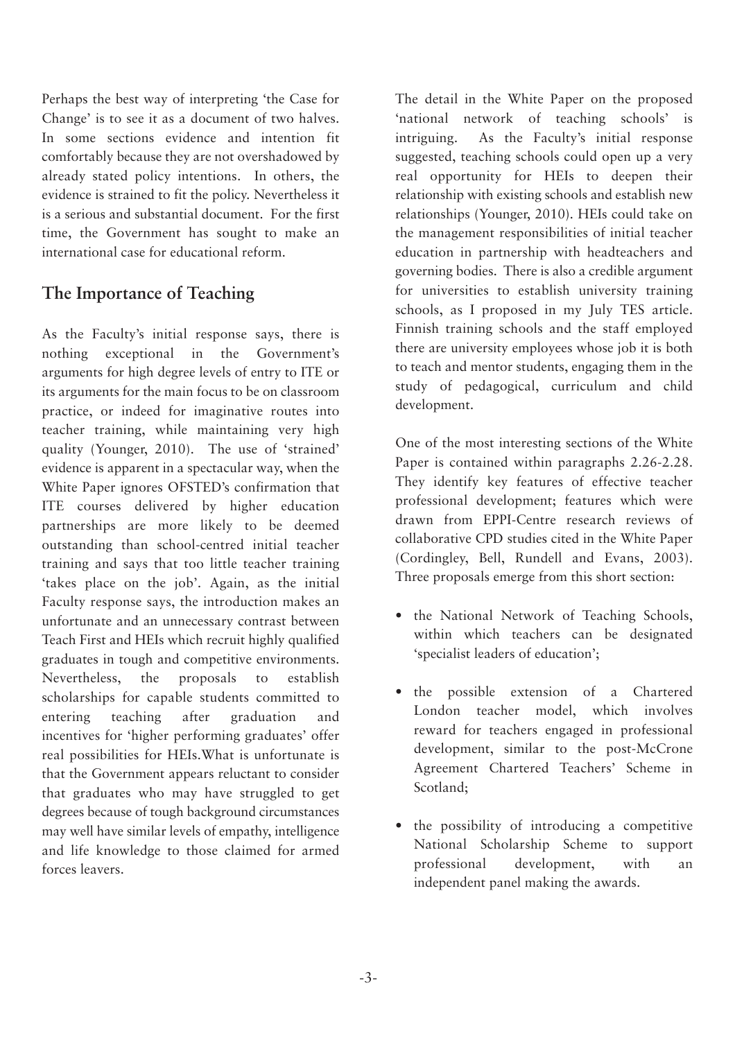Perhaps the best way of interpreting 'the Case for Change' is to see it as a document of two halves. In some sections evidence and intention fit comfortably because they are not overshadowed by already stated policy intentions. In others, the evidence is strained to fit the policy. Nevertheless it is a serious and substantial document. For the first time, the Government has sought to make an international case for educational reform.

## The Importance of Teaching

As the Faculty's initial response says, there is nothing exceptional in the Government's arguments for high degree levels of entry to ITE or its arguments for the main focus to be on classroom practice, or indeed for imaginative routes into teacher training, while maintaining very high quality (Younger, 2010). The use of 'strained' evidence is apparent in a spectacular way, when the White Paper ignores OFSTED's confirmation that ITE courses delivered by higher education partnerships are more likely to be deemed outstanding than school-centred initial teacher training and says that too little teacher training 'takes place on the job'. Again, as the initial Faculty response says, the introduction makes an unfortunate and an unnecessary contrast between Teach First and HEIs which recruit highly qualified graduates in tough and competitive environments. Nevertheless, the proposals to establish scholarships for capable students committed to entering teaching after graduation and incentives for 'higher performing graduates' offer real possibilities for HEIs.What is unfortunate is that the Government appears reluctant to consider that graduates who may have struggled to get degrees because of tough background circumstances may well have similar levels of empathy, intelligence and life knowledge to those claimed for armed forces leavers.

The detail in the White Paper on the proposed 'national network of teaching schools' is intriguing. As the Faculty's initial response suggested, teaching schools could open up a very real opportunity for HEIs to deepen their relationship with existing schools and establish new relationships (Younger, 2010). HEIs could take on the management responsibilities of initial teacher education in partnership with headteachers and governing bodies. There is also a credible argument for universities to establish university training schools, as I proposed in my July TES article. Finnish training schools and the staff employed there are university employees whose job it is both to teach and mentor students, engaging them in the study of pedagogical, curriculum and child development.

One of the most interesting sections of the White Paper is contained within paragraphs 2.26-2.28. They identify key features of effective teacher professional development; features which were drawn from EPPI-Centre research reviews of collaborative CPD studies cited in the White Paper (Cordingley, Bell, Rundell and Evans, 2003). Three proposals emerge from this short section:

- the National Network of Teaching Schools, within which teachers can be designated 'specialist leaders of education';
- the possible extension of a Chartered London teacher model, which involves reward for teachers engaged in professional development, similar to the post-McCrone Agreement Chartered Teachers' Scheme in Scotland;
- the possibility of introducing a competitive National Scholarship Scheme to support professional development, with an independent panel making the awards.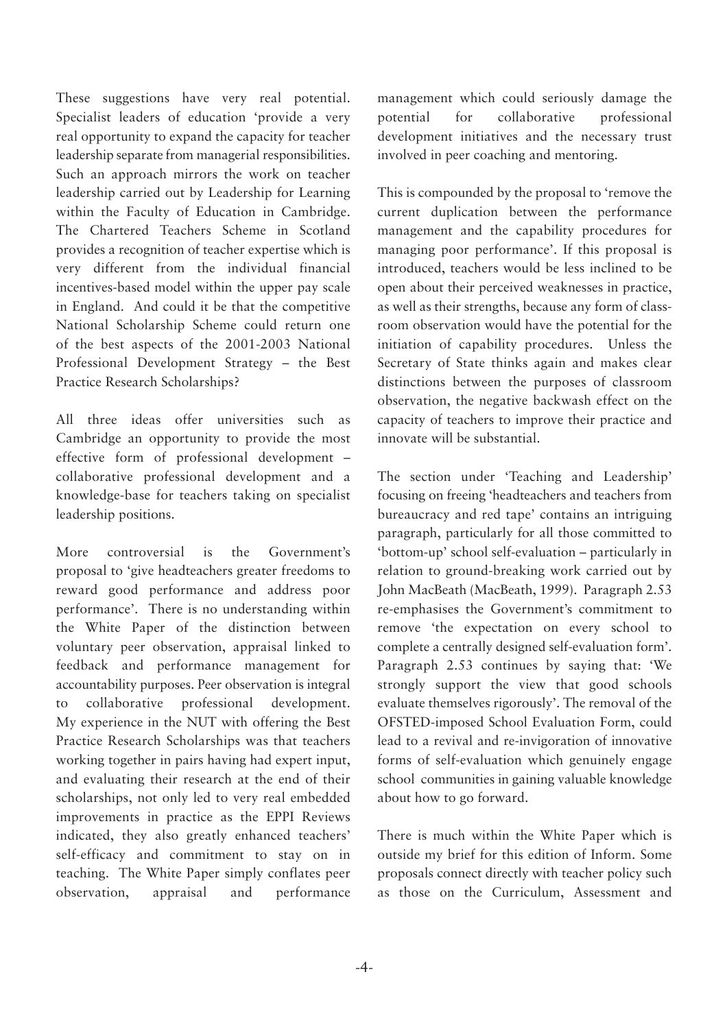These suggestions have very real potential. Specialist leaders of education 'provide a very real opportunity to expand the capacity for teacher leadership separate from managerial responsibilities. Such an approach mirrors the work on teacher leadership carried out by Leadership for Learning within the Faculty of Education in Cambridge. The Chartered Teachers Scheme in Scotland provides a recognition of teacher expertise which is very different from the individual financial incentives-based model within the upper pay scale in England. And could it be that the competitive National Scholarship Scheme could return one of the best aspects of the 2001-2003 National Professional Development Strategy – the Best Practice Research Scholarships?

All three ideas offer universities such as Cambridge an opportunity to provide the most effective form of professional development – collaborative professional development and a knowledge-base for teachers taking on specialist leadership positions.

More controversial is the Government's proposal to 'give headteachers greater freedoms to reward good performance and address poor performance'. There is no understanding within the White Paper of the distinction between voluntary peer observation, appraisal linked to feedback and performance management for accountability purposes. Peer observation is integral to collaborative professional development. My experience in the NUT with offering the Best Practice Research Scholarships was that teachers working together in pairs having had expert input, and evaluating their research at the end of their scholarships, not only led to very real embedded improvements in practice as the EPPI Reviews indicated, they also greatly enhanced teachers' self-efficacy and commitment to stay on in teaching. The White Paper simply conflates peer observation, appraisal and performance management which could seriously damage the potential for collaborative professional development initiatives and the necessary trust involved in peer coaching and mentoring.

This is compounded by the proposal to 'remove the current duplication between the performance management and the capability procedures for managing poor performance'. If this proposal is introduced, teachers would be less inclined to be open about their perceived weaknesses in practice, as well as their strengths, because any form of classroom observation would have the potential for the initiation of capability procedures. Unless the Secretary of State thinks again and makes clear distinctions between the purposes of classroom observation, the negative backwash effect on the capacity of teachers to improve their practice and innovate will be substantial.

The section under 'Teaching and Leadership' focusing on freeing 'headteachers and teachers from bureaucracy and red tape' contains an intriguing paragraph, particularly for all those committed to 'bottom-up' school self-evaluation – particularly in relation to ground-breaking work carried out by John MacBeath (MacBeath, 1999). Paragraph 2.53 re-emphasises the Government's commitment to remove 'the expectation on every school to complete a centrally designed self-evaluation form'. Paragraph 2.53 continues by saying that: 'We strongly support the view that good schools evaluate themselves rigorously'. The removal of the OFSTED-imposed School Evaluation Form, could lead to a revival and re-invigoration of innovative forms of self-evaluation which genuinely engage school communities in gaining valuable knowledge about how to go forward.

There is much within the White Paper which is outside my brief for this edition of Inform. Some proposals connect directly with teacher policy such as those on the Curriculum, Assessment and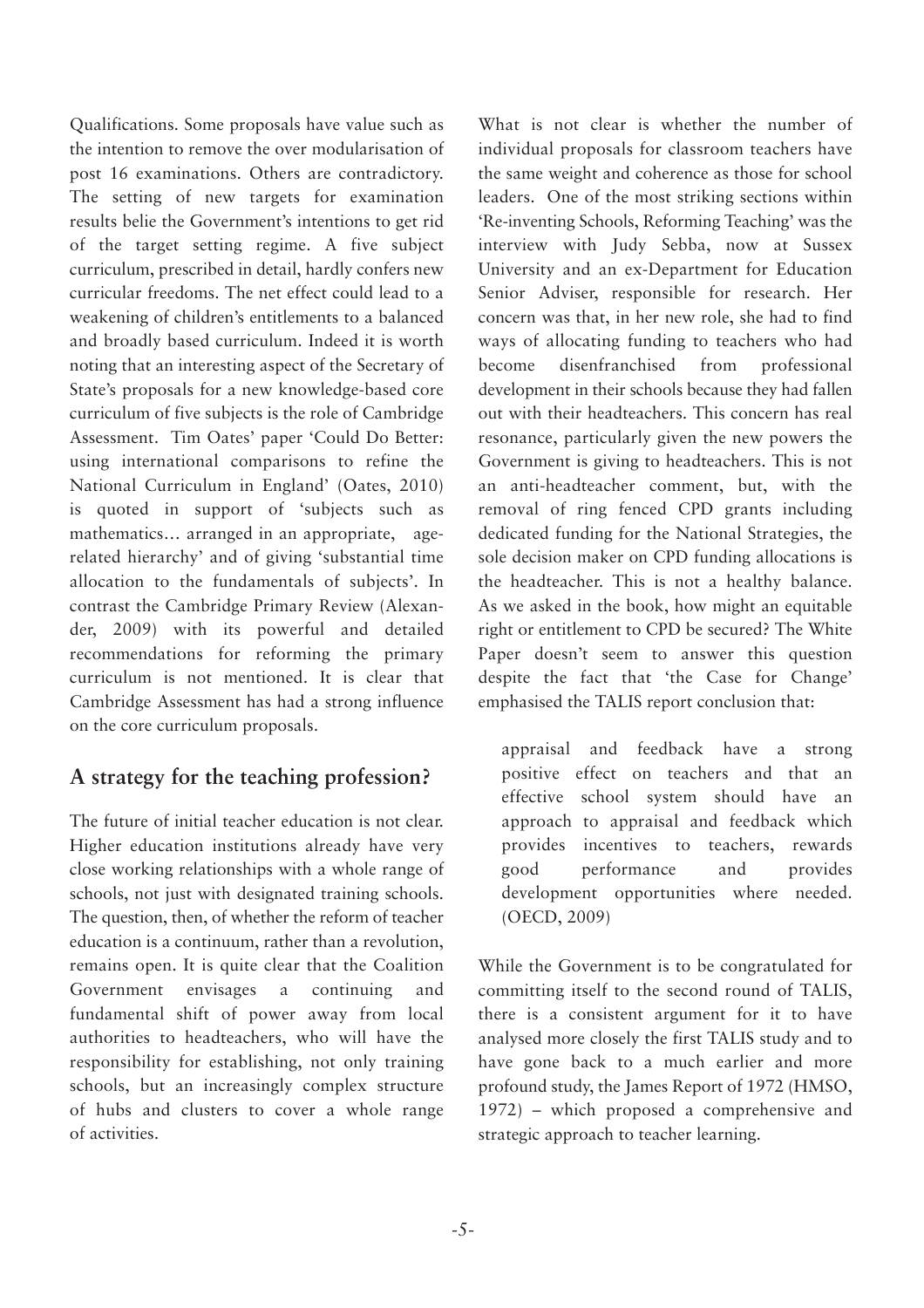Qualifications. Some proposals have value such as the intention to remove the over modularisation of post 16 examinations. Others are contradictory. The setting of new targets for examination results belie the Government's intentions to get rid of the target setting regime. A five subject curriculum, prescribed in detail, hardly confers new curricular freedoms. The net effect could lead to a weakening of children's entitlements to a balanced and broadly based curriculum. Indeed it is worth noting that an interesting aspect of the Secretary of State's proposals for a new knowledge-based core curriculum of five subjects is the role of Cambridge Assessment. Tim Oates' paper 'Could Do Better: using international comparisons to refine the National Curriculum in England' (Oates, 2010) is quoted in support of 'subjects such as mathematics… arranged in an appropriate, age-related hierarchy' and of giving 'substantial time allocation to the fundamentals of subjects'. In contrast the Cambridge Primary Review (Alexander, 2009) with its powerful and detailed recommendations for reforming the primary curriculum is not mentioned. It is clear that Cambridge Assessment has had a strong influence on the core curriculum proposals.

## A strategy for the teaching profession?

The future of initial teacher education is not clear. Higher education institutions already have very close working relationships with a whole range of schools, not just with designated training schools. The question, then, of whether the reform of teacher education is a continuum, rather than a revolution, remains open. It is quite clear that the Coalition Government envisages a continuing and fundamental shift of power away from local authorities to headteachers, who will have the responsibility for establishing, not only training schools, but an increasingly complex structure of hubs and clusters to cover a whole range of activities.

What is not clear is whether the number of individual proposals for classroom teachers have the same weight and coherence as those for school leaders. One of the most striking sections within 'Re-inventing Schools, Reforming Teaching' was the interview with Judy Sebba, now at Sussex University and an ex-Department for Education Senior Adviser, responsible for research. Her concern was that, in her new role, she had to find ways of allocating funding to teachers who had become disenfranchised from professional development in their schools because they had fallen out with their headteachers. This concern has real resonance, particularly given the new powers the Government is giving to headteachers. This is not an anti-headteacher comment, but, with the removal of ring fenced CPD grants including dedicated funding for the National Strategies, the sole decision maker on CPD funding allocations is the headteacher. This is not a healthy balance. As we asked in the book, how might an equitable right or entitlement to CPD be secured? The White Paper doesn't seem to answer this question despite the fact that 'the Case for Change' emphasised the TALIS report conclusion that:

> appraisal and feedback have a strong positive effect on teachers and that an effective school system should have an approach to appraisal and feedback which provides incentives to teachers, rewards good performance and provides development opportunities where needed. (OECD, 2009)

While the Government is to be congratulated for committing itself to the second round of TALIS, there is a consistent argument for it to have analysed more closely the first TALIS study and to have gone back to a much earlier and more profound study, the James Report of 1972 (HMSO, 1972) – which proposed a comprehensive and strategic approach to teacher learning.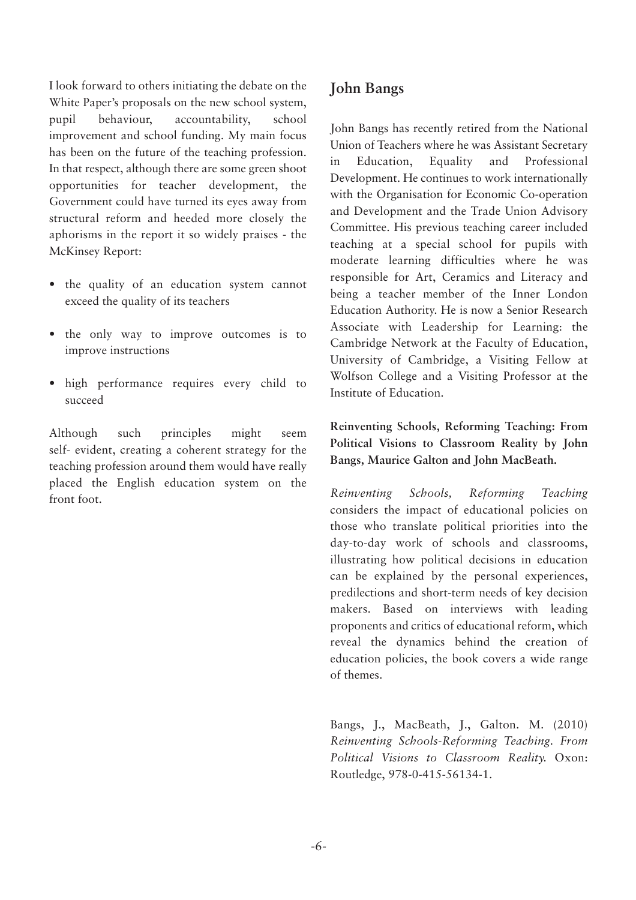I look forward to others initiating the debate on the White Paper's proposals on the new school system, pupil behaviour, accountability, school improvement and school funding. My main focus has been on the future of the teaching profession. In that respect, although there are some green shoot opportunities for teacher development, the Government could have turned its eyes away from structural reform and heeded more closely the aphorisms in the report it so widely praises - the McKinsey Report:

- the quality of an education system cannot exceed the quality of its teachers
- the only way to improve outcomes is to improve instructions
- high performance requires every child to succeed

Although such principles might seem self- evident, creating a coherent strategy for the teaching profession around them would have really placed the English education system on the front foot.

## John Bangs

John Bangs has recently retired from the National Union of Teachers where he was Assistant Secretary in Education, Equality and Professional Development. He continues to work internationally with the Organisation for Economic Co-operation and Development and the Trade Union Advisory Committee. His previous teaching career included teaching at a special school for pupils with moderate learning difficulties where he was responsible for Art, Ceramics and Literacy and being a teacher member of the Inner London Education Authority. He is now a Senior Research Associate with Leadership for Learning: the Cambridge Network at the Faculty of Education, University of Cambridge, a Visiting Fellow at Wolfson College and a Visiting Professor at the Institute of Education.

**Reinventing Schools, Reforming Teaching: From Political Visions to Classroom Reality by John Bangs, Maurice Galton and John MacBeath.**

*Reinventing Schools, Reforming Teaching* considers the impact of educational policies on those who translate political priorities into the day-to-day work of schools and classrooms, illustrating how political decisions in education can be explained by the personal experiences, predilections and short-term needs of key decision makers. Based on interviews with leading proponents and critics of educational reform, which reveal the dynamics behind the creation of education policies, the book covers a wide range of themes.

Bangs, J., MacBeath, J., Galton. M. (2010) *Reinventing Schools-Reforming Teaching. From Political Visions to Classroom Reality.* Oxon: Routledge, 978-0-415-56134-1.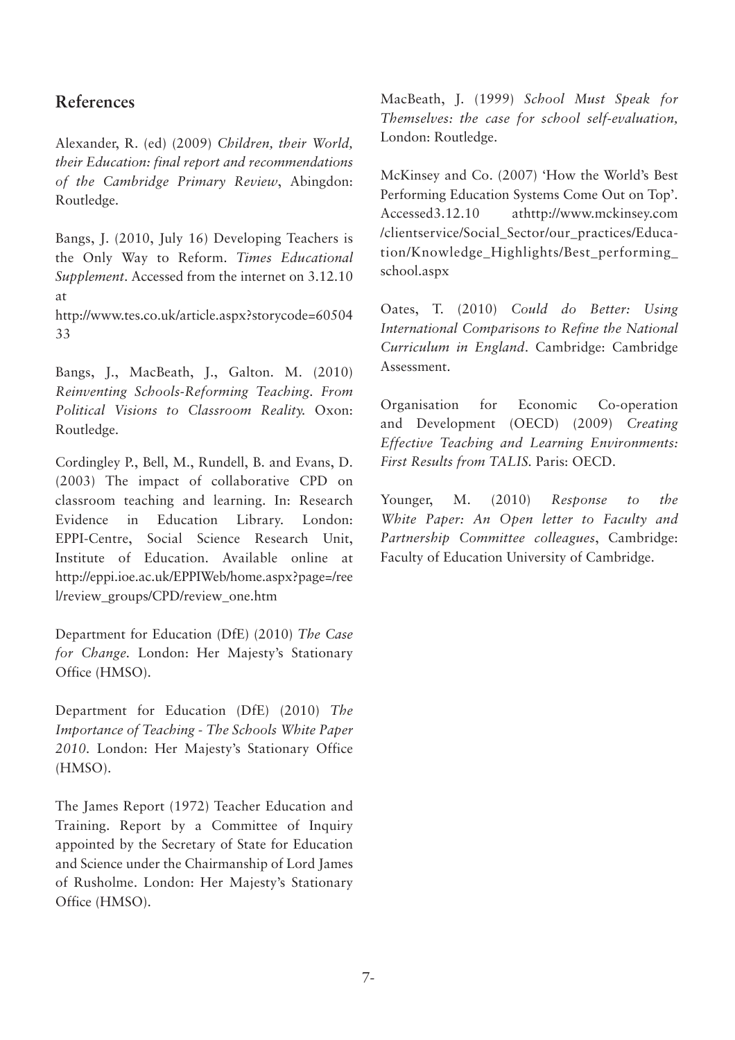## References

Alexander, R. (ed) (2009) *Children, their World, their Education: final report and recommendations of the Cambridge Primary Review*, Abingdon: Routledge.

Bangs, J. (2010, July 16) Developing Teachers is the Only Way to Reform. *Times Educational Supplement*. Accessed from the internet on 3.12.10 at http://www.tes.co.uk/article.aspx?storycode=6050433

Bangs, J., MacBeath, J., Galton. M. (2010) *Reinventing Schools-Reforming Teaching. From Political Visions to Classroom Reality.* Oxon: Routledge.

Cordingley P., Bell, M., Rundell, B. and Evans, D. (2003) The impact of collaborative CPD on classroom teaching and learning. In: Research Evidence in Education Library. London: EPPI-Centre, Social Science Research Unit, Institute of Education. Available online at http://eppi.ioe.ac.uk/EPPIWeb/home.aspx?page=/reel/review_groups/CPD/review_one.htm

Department for Education (DfE) (2010) *The Case for Change.* London: Her Majesty's Stationary Office (HMSO).

Department for Education (DfE) (2010) *The Importance of Teaching - The Schools White Paper 2010.* London: Her Majesty's Stationary Office (HMSO).

The James Report (1972) Teacher Education and Training. Report by a Committee of Inquiry appointed by the Secretary of State for Education and Science under the Chairmanship of Lord James of Rusholme. London: Her Majesty's Stationary Office (HMSO).

MacBeath, J. (1999) *School Must Speak for Themselves: the case for school self-evaluation,* London: Routledge.

McKinsey and Co. (2007) 'How the World's Best Performing Education Systems Come Out on Top'. Accessed3.12.10 athttp://www.mckinsey.com/clientservice/Social_Sector/our_practices/Education/Knowledge_Highlights/Best_performing_school.aspx

Oates, T. (2010) *Could do Better: Using International Comparisons to Refine the National Curriculum in England*. Cambridge: Cambridge Assessment.

Organisation for Economic Co-operation and Development (OECD) (2009) *Creating Effective Teaching and Learning Environments: First Results from TALIS.* Paris: OECD.

Younger, M. (2010) *Response to the White Paper: An Open letter to Faculty and Partnership Committee colleagues*, Cambridge: Faculty of Education University of Cambridge.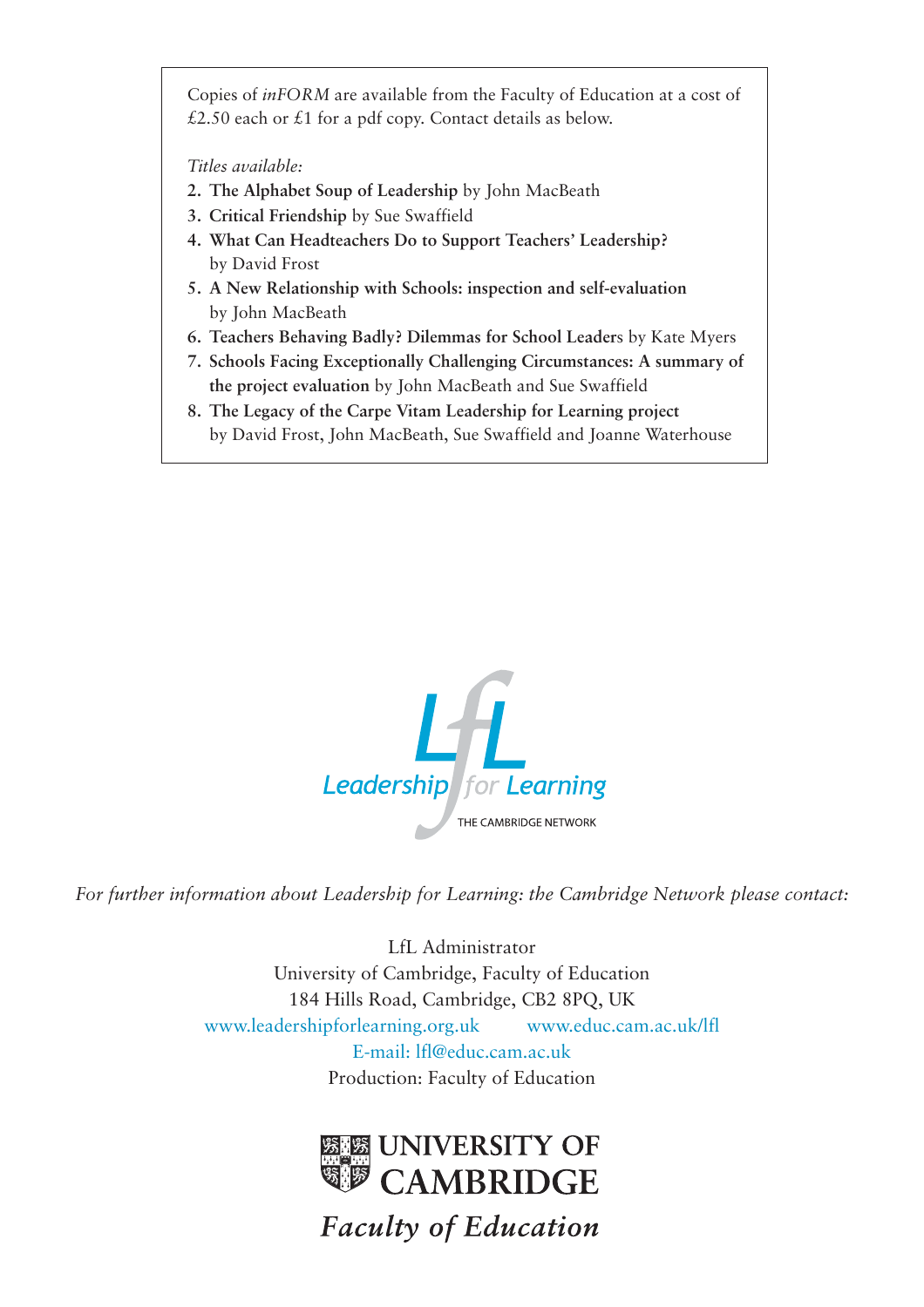Copies of *inFORM* are available from the Faculty of Education at a cost of £2.50 each or £1 for a pdf copy. Contact details as below.

*Titles available:*

2. **The Alphabet Soup of Leadership** by John MacBeath
3. **Critical Friendship** by Sue Swaffield
4. **What Can Headteachers Do to Support Teachers' Leadership?** by David Frost
5. **A New Relationship with Schools: inspection and self-evaluation** by John MacBeath
6. **Teachers Behaving Badly? Dilemmas for School Leader**s by Kate Myers
7. **Schools Facing Exceptionally Challenging Circumstances: A summary of the project evaluation** by John MacBeath and Sue Swaffield
8. **The Legacy of the Carpe Vitam Leadership for Learning project** by David Frost, John MacBeath, Sue Swaffield and Joanne Waterhouse

LfL Leadership for Learning THE CAMBRIDGE NETWORK

*For further information about Leadership for Learning: the Cambridge Network please contact:*

LfL Administrator
University of Cambridge, Faculty of Education
184 Hills Road, Cambridge, CB2 8PQ, UK
www.leadershipforlearning.org.uk www.educ.cam.ac.uk/lfl
E-mail: lfl@educ.cam.ac.uk
Production: Faculty of Education

UNIVERSITY OF CAMBRIDGE
*Faculty of Education*